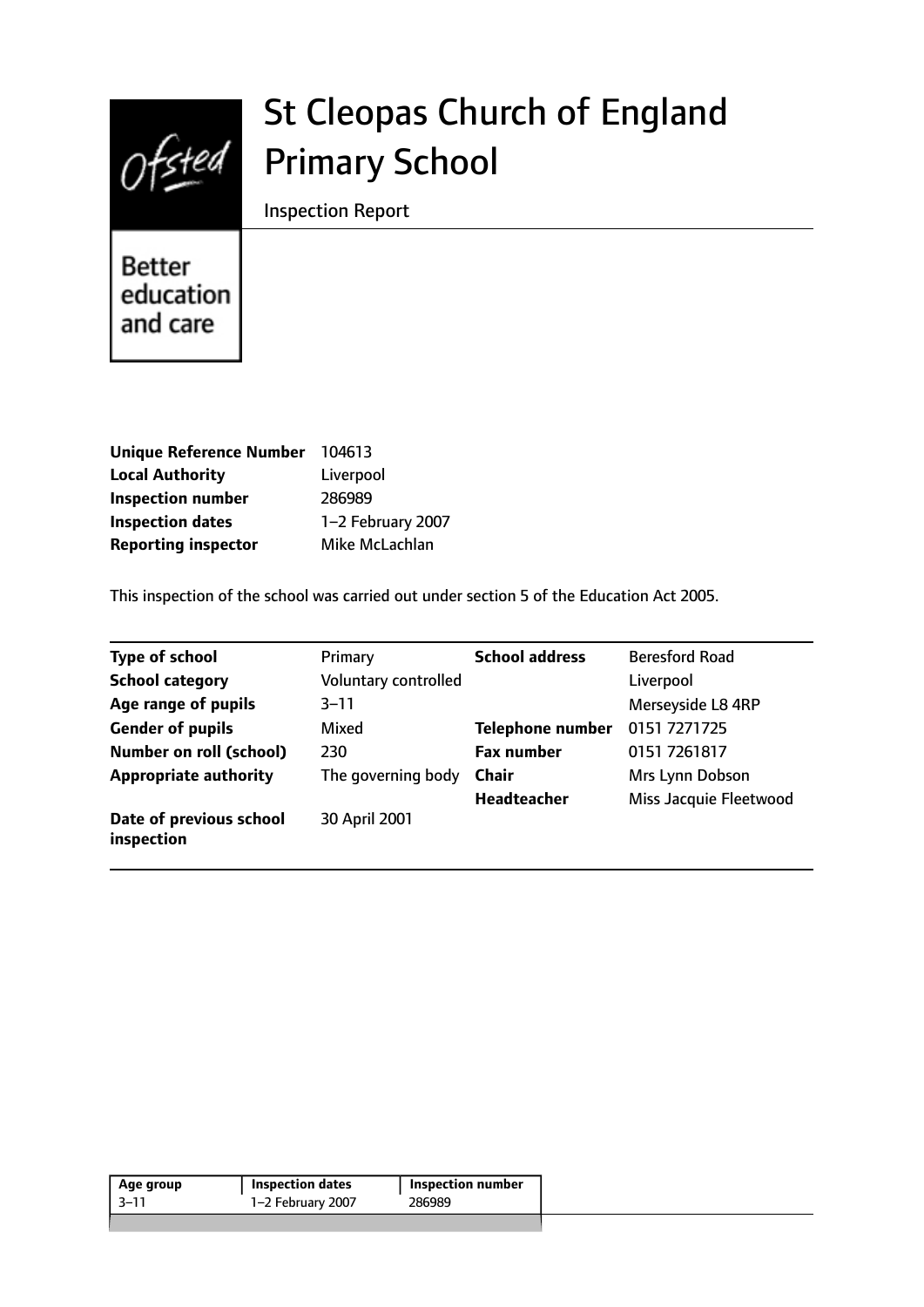Ofsted

Better education and care

# St Cleopas Church of England Primary School

Inspection Report

| | |
|---|---|
| **Unique Reference Number** | 104613 |
| **Local Authority** | Liverpool |
| **Inspection number** | 286989 |
| **Inspection dates** | 1–2 February 2007 |
| **Reporting inspector** | Mike McLachlan |

This inspection of the school was carried out under section 5 of the Education Act 2005.

| | | | |
|---|---|---|---|
| **Type of school** | Primary | **School address** | Beresford Road |
| **School category** | Voluntary controlled | | Liverpool |
| **Age range of pupils** | 3–11 | | Merseyside L8 4RP |
| **Gender of pupils** | Mixed | **Telephone number** | 0151 7271725 |
| **Number on roll (school)** | 230 | **Fax number** | 0151 7261817 |
| **Appropriate authority** | The governing body | **Chair** | Mrs Lynn Dobson |
| | | **Headteacher** | Miss Jacquie Fleetwood |
| **Date of previous school inspection** | 30 April 2001 | | |

| Age group | Inspection dates | Inspection number |
|---|---|---|
| 3–11 | 1–2 February 2007 | 286989 |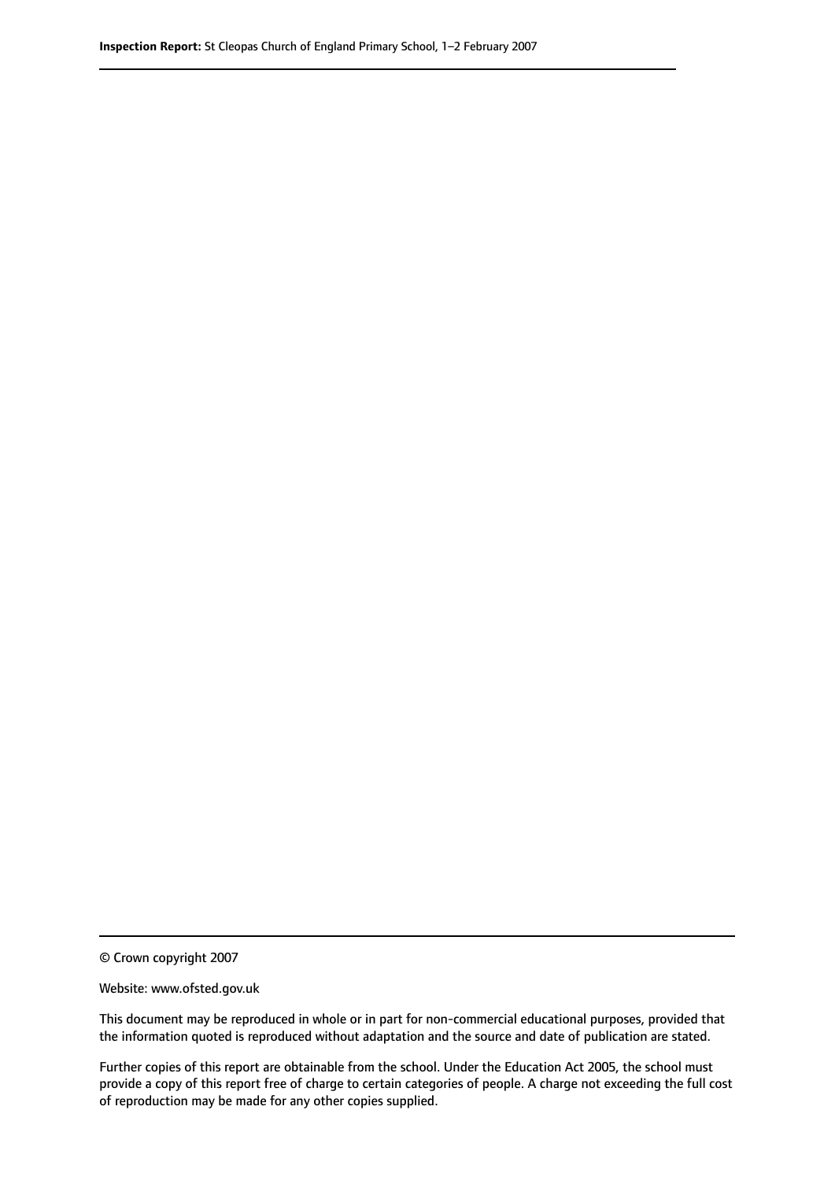© Crown copyright 2007

Website: www.ofsted.gov.uk

This document may be reproduced in whole or in part for non-commercial educational purposes, provided that the information quoted is reproduced without adaptation and the source and date of publication are stated.

Further copies of this report are obtainable from the school. Under the Education Act 2005, the school must provide a copy of this report free of charge to certain categories of people. A charge not exceeding the full cost of reproduction may be made for any other copies supplied.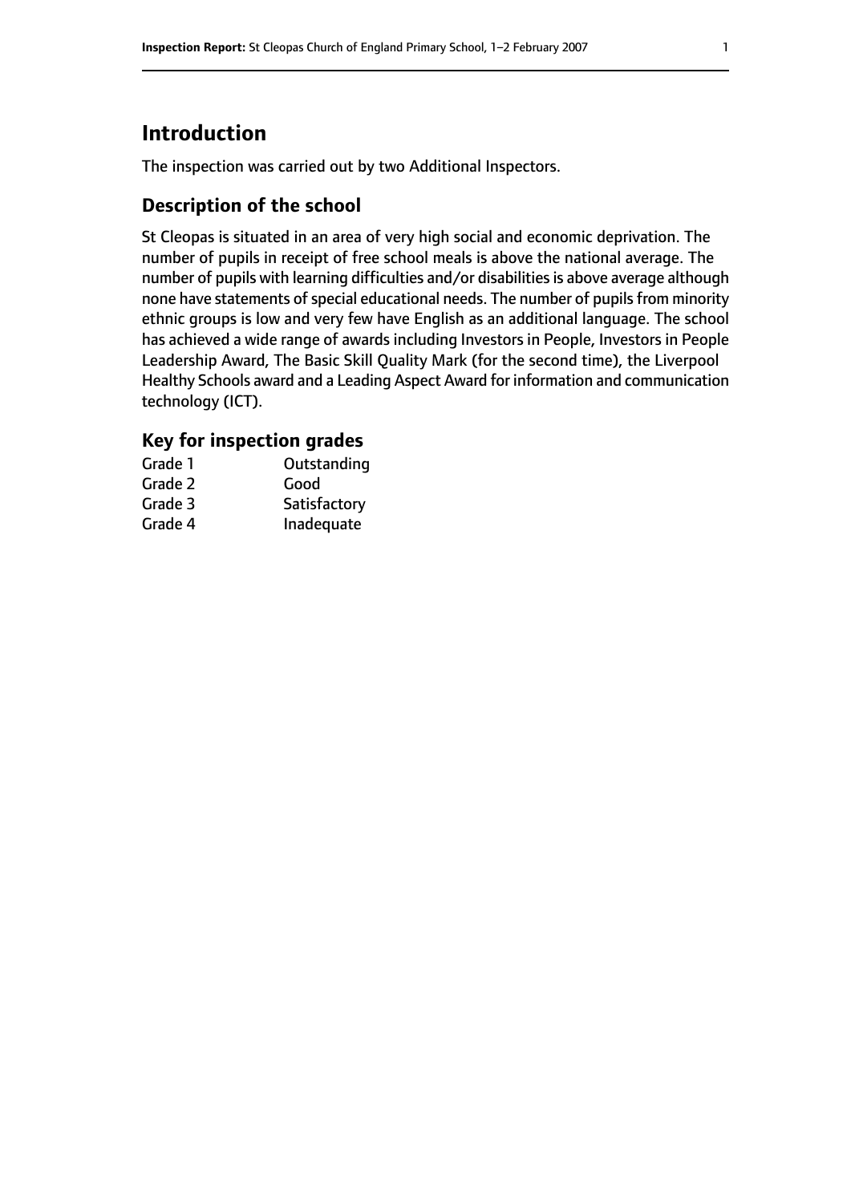# Introduction

The inspection was carried out by two Additional Inspectors.

## Description of the school

St Cleopas is situated in an area of very high social and economic deprivation. The number of pupils in receipt of free school meals is above the national average. The number of pupils with learning difficulties and/or disabilities is above average although none have statements of special educational needs. The number of pupils from minority ethnic groups is low and very few have English as an additional language. The school has achieved a wide range of awards including Investors in People, Investors in People Leadership Award, The Basic Skill Quality Mark (for the second time), the Liverpool Healthy Schools award and a Leading Aspect Award for information and communication technology (ICT).

### Key for inspection grades

| | |
|---|---|
| Grade 1 | Outstanding |
| Grade 2 | Good |
| Grade 3 | Satisfactory |
| Grade 4 | Inadequate |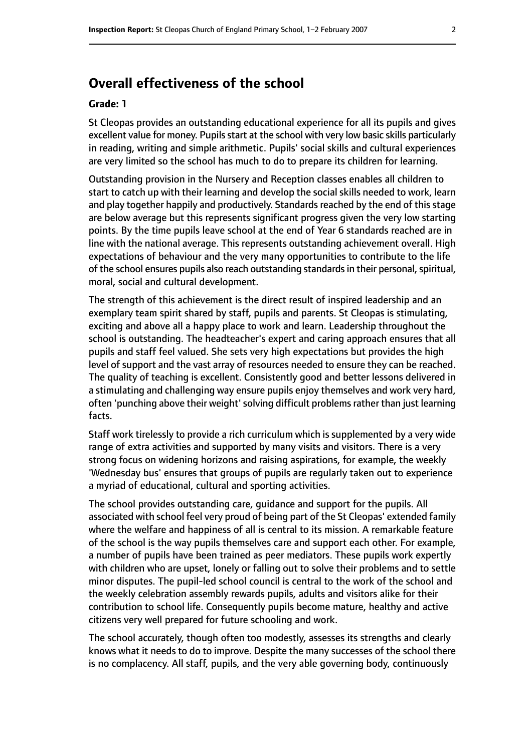## Overall effectiveness of the school

**Grade: 1**

St Cleopas provides an outstanding educational experience for all its pupils and gives excellent value for money. Pupils start at the school with very low basic skills particularly in reading, writing and simple arithmetic. Pupils' social skills and cultural experiences are very limited so the school has much to do to prepare its children for learning.

Outstanding provision in the Nursery and Reception classes enables all children to start to catch up with their learning and develop the social skills needed to work, learn and play together happily and productively. Standards reached by the end of this stage are below average but this represents significant progress given the very low starting points. By the time pupils leave school at the end of Year 6 standards reached are in line with the national average. This represents outstanding achievement overall. High expectations of behaviour and the very many opportunities to contribute to the life of the school ensures pupils also reach outstanding standards in their personal, spiritual, moral, social and cultural development.

The strength of this achievement is the direct result of inspired leadership and an exemplary team spirit shared by staff, pupils and parents. St Cleopas is stimulating, exciting and above all a happy place to work and learn. Leadership throughout the school is outstanding. The headteacher's expert and caring approach ensures that all pupils and staff feel valued. She sets very high expectations but provides the high level of support and the vast array of resources needed to ensure they can be reached. The quality of teaching is excellent. Consistently good and better lessons delivered in a stimulating and challenging way ensure pupils enjoy themselves and work very hard, often 'punching above their weight' solving difficult problems rather than just learning facts.

Staff work tirelessly to provide a rich curriculum which is supplemented by a very wide range of extra activities and supported by many visits and visitors. There is a very strong focus on widening horizons and raising aspirations, for example, the weekly 'Wednesday bus' ensures that groups of pupils are regularly taken out to experience a myriad of educational, cultural and sporting activities.

The school provides outstanding care, guidance and support for the pupils. All associated with school feel very proud of being part of the St Cleopas' extended family where the welfare and happiness of all is central to its mission. A remarkable feature of the school is the way pupils themselves care and support each other. For example, a number of pupils have been trained as peer mediators. These pupils work expertly with children who are upset, lonely or falling out to solve their problems and to settle minor disputes. The pupil-led school council is central to the work of the school and the weekly celebration assembly rewards pupils, adults and visitors alike for their contribution to school life. Consequently pupils become mature, healthy and active citizens very well prepared for future schooling and work.

The school accurately, though often too modestly, assesses its strengths and clearly knows what it needs to do to improve. Despite the many successes of the school there is no complacency. All staff, pupils, and the very able governing body, continuously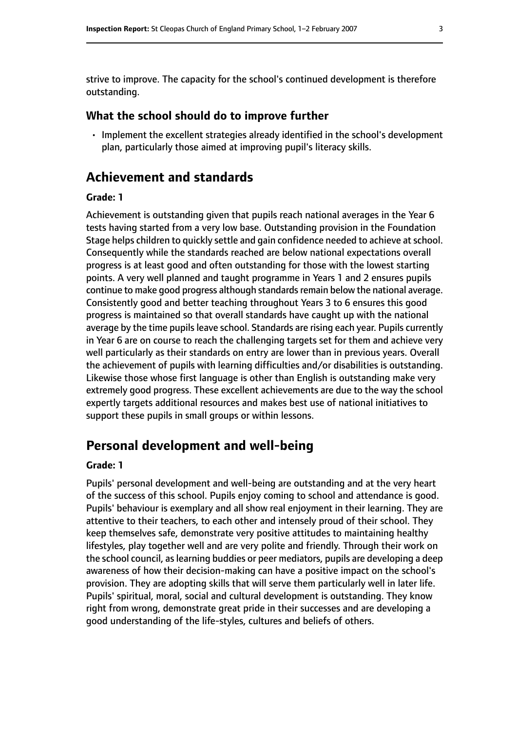strive to improve. The capacity for the school's continued development is therefore outstanding.

### What the school should do to improve further

- Implement the excellent strategies already identified in the school's development plan, particularly those aimed at improving pupil's literacy skills.

## Achievement and standards

#### Grade: 1

Achievement is outstanding given that pupils reach national averages in the Year 6 tests having started from a very low base. Outstanding provision in the Foundation Stage helps children to quickly settle and gain confidence needed to achieve at school. Consequently while the standards reached are below national expectations overall progress is at least good and often outstanding for those with the lowest starting points. A very well planned and taught programme in Years 1 and 2 ensures pupils continue to make good progress although standards remain below the national average. Consistently good and better teaching throughout Years 3 to 6 ensures this good progress is maintained so that overall standards have caught up with the national average by the time pupils leave school. Standards are rising each year. Pupils currently in Year 6 are on course to reach the challenging targets set for them and achieve very well particularly as their standards on entry are lower than in previous years. Overall the achievement of pupils with learning difficulties and/or disabilities is outstanding. Likewise those whose first language is other than English is outstanding make very extremely good progress. These excellent achievements are due to the way the school expertly targets additional resources and makes best use of national initiatives to support these pupils in small groups or within lessons.

## Personal development and well-being

#### Grade: 1

Pupils' personal development and well-being are outstanding and at the very heart of the success of this school. Pupils enjoy coming to school and attendance is good. Pupils' behaviour is exemplary and all show real enjoyment in their learning. They are attentive to their teachers, to each other and intensely proud of their school. They keep themselves safe, demonstrate very positive attitudes to maintaining healthy lifestyles, play together well and are very polite and friendly. Through their work on the school council, as learning buddies or peer mediators, pupils are developing a deep awareness of how their decision-making can have a positive impact on the school's provision. They are adopting skills that will serve them particularly well in later life. Pupils' spiritual, moral, social and cultural development is outstanding. They know right from wrong, demonstrate great pride in their successes and are developing a good understanding of the life-styles, cultures and beliefs of others.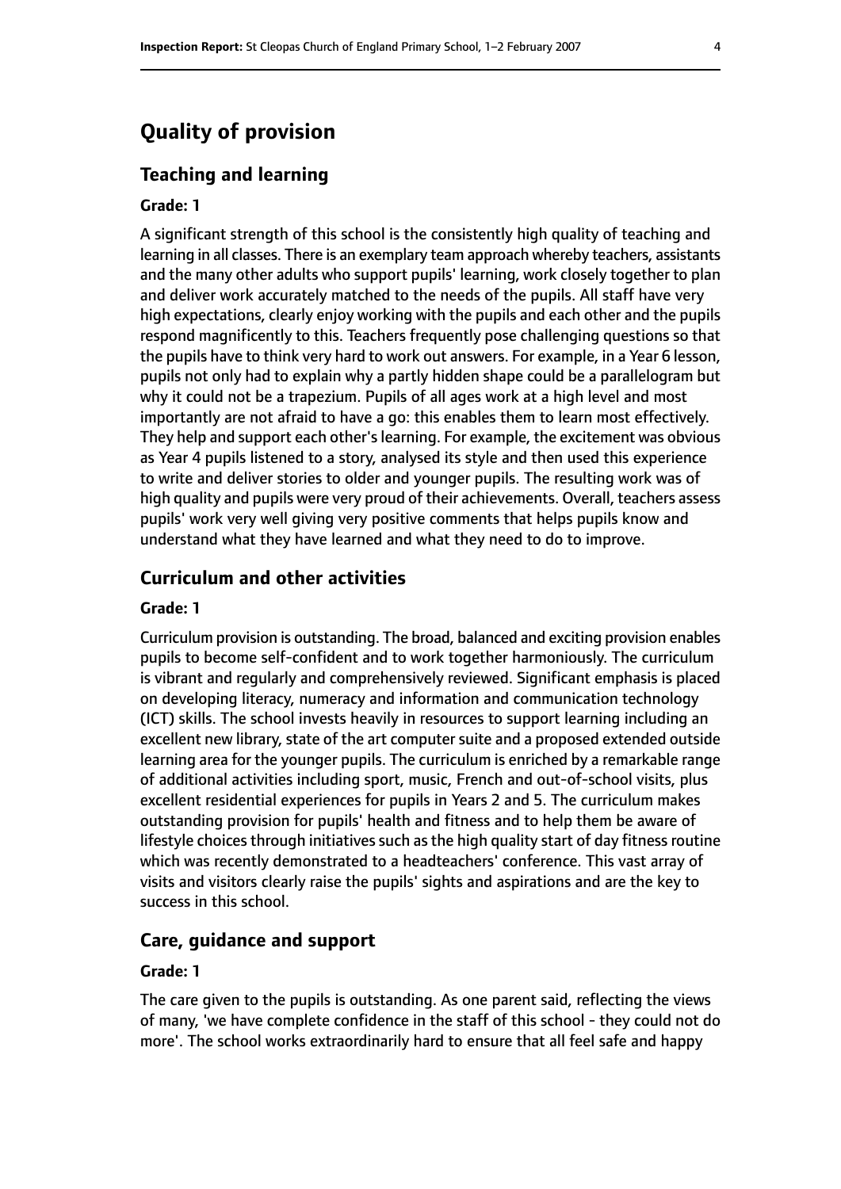# Quality of provision

## Teaching and learning

### Grade: 1

A significant strength of this school is the consistently high quality of teaching and learning in all classes. There is an exemplary team approach whereby teachers, assistants and the many other adults who support pupils' learning, work closely together to plan and deliver work accurately matched to the needs of the pupils. All staff have very high expectations, clearly enjoy working with the pupils and each other and the pupils respond magnificently to this. Teachers frequently pose challenging questions so that the pupils have to think very hard to work out answers. For example, in a Year 6 lesson, pupils not only had to explain why a partly hidden shape could be a parallelogram but why it could not be a trapezium. Pupils of all ages work at a high level and most importantly are not afraid to have a go: this enables them to learn most effectively. They help and support each other's learning. For example, the excitement was obvious as Year 4 pupils listened to a story, analysed its style and then used this experience to write and deliver stories to older and younger pupils. The resulting work was of high quality and pupils were very proud of their achievements. Overall, teachers assess pupils' work very well giving very positive comments that helps pupils know and understand what they have learned and what they need to do to improve.

## Curriculum and other activities

### Grade: 1

Curriculum provision is outstanding. The broad, balanced and exciting provision enables pupils to become self-confident and to work together harmoniously. The curriculum is vibrant and regularly and comprehensively reviewed. Significant emphasis is placed on developing literacy, numeracy and information and communication technology (ICT) skills. The school invests heavily in resources to support learning including an excellent new library, state of the art computer suite and a proposed extended outside learning area for the younger pupils. The curriculum is enriched by a remarkable range of additional activities including sport, music, French and out-of-school visits, plus excellent residential experiences for pupils in Years 2 and 5. The curriculum makes outstanding provision for pupils' health and fitness and to help them be aware of lifestyle choices through initiatives such as the high quality start of day fitness routine which was recently demonstrated to a headteachers' conference. This vast array of visits and visitors clearly raise the pupils' sights and aspirations and are the key to success in this school.

## Care, guidance and support

### Grade: 1

The care given to the pupils is outstanding. As one parent said, reflecting the views of many, 'we have complete confidence in the staff of this school - they could not do more'. The school works extraordinarily hard to ensure that all feel safe and happy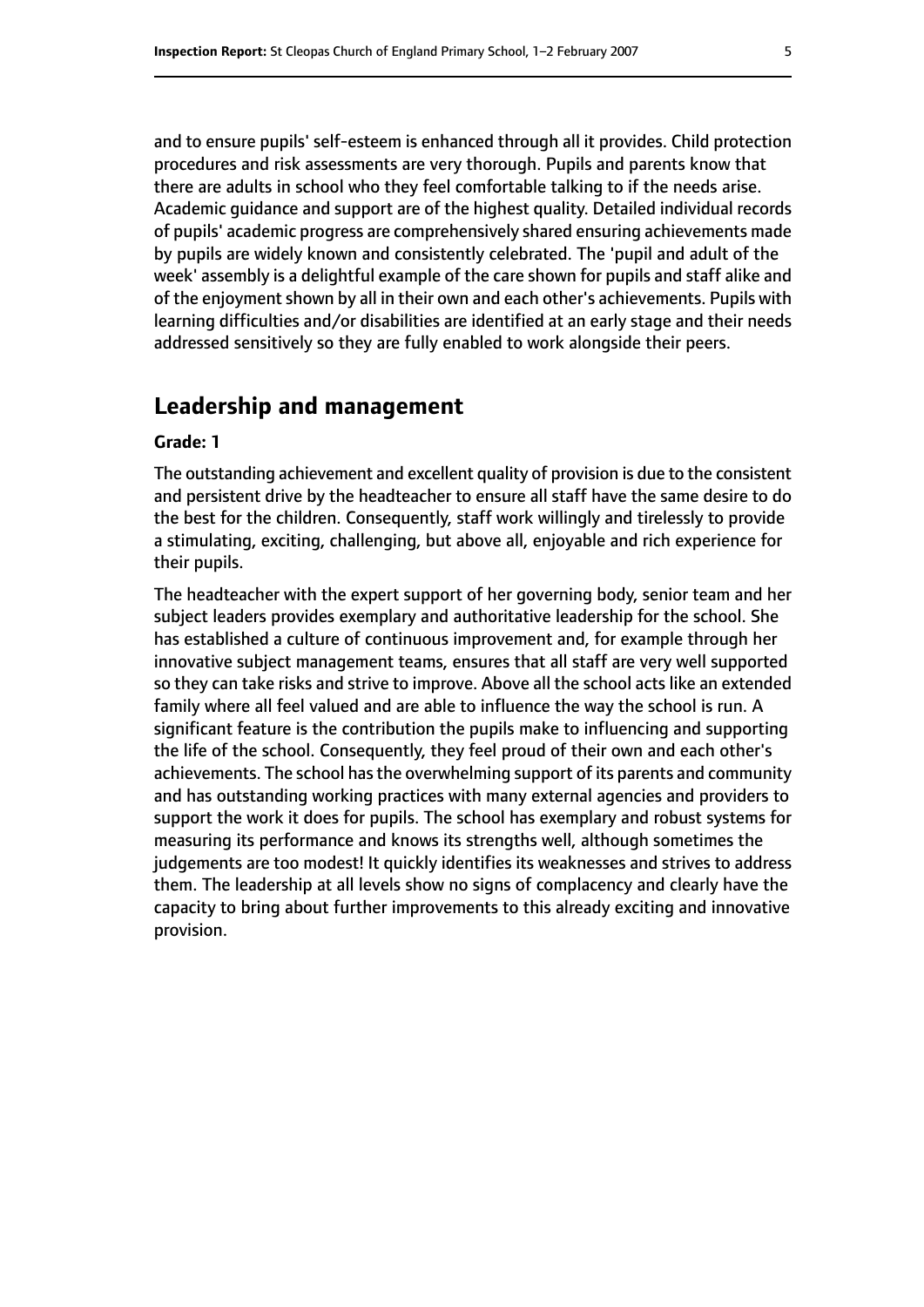and to ensure pupils' self-esteem is enhanced through all it provides. Child protection procedures and risk assessments are very thorough. Pupils and parents know that there are adults in school who they feel comfortable talking to if the needs arise. Academic guidance and support are of the highest quality. Detailed individual records of pupils' academic progress are comprehensively shared ensuring achievements made by pupils are widely known and consistently celebrated. The 'pupil and adult of the week' assembly is a delightful example of the care shown for pupils and staff alike and of the enjoyment shown by all in their own and each other's achievements. Pupils with learning difficulties and/or disabilities are identified at an early stage and their needs addressed sensitively so they are fully enabled to work alongside their peers.

## Leadership and management

**Grade: 1**

The outstanding achievement and excellent quality of provision is due to the consistent and persistent drive by the headteacher to ensure all staff have the same desire to do the best for the children. Consequently, staff work willingly and tirelessly to provide a stimulating, exciting, challenging, but above all, enjoyable and rich experience for their pupils.

The headteacher with the expert support of her governing body, senior team and her subject leaders provides exemplary and authoritative leadership for the school. She has established a culture of continuous improvement and, for example through her innovative subject management teams, ensures that all staff are very well supported so they can take risks and strive to improve. Above all the school acts like an extended family where all feel valued and are able to influence the way the school is run. A significant feature is the contribution the pupils make to influencing and supporting the life of the school. Consequently, they feel proud of their own and each other's achievements. The school has the overwhelming support of its parents and community and has outstanding working practices with many external agencies and providers to support the work it does for pupils. The school has exemplary and robust systems for measuring its performance and knows its strengths well, although sometimes the judgements are too modest! It quickly identifies its weaknesses and strives to address them. The leadership at all levels show no signs of complacency and clearly have the capacity to bring about further improvements to this already exciting and innovative provision.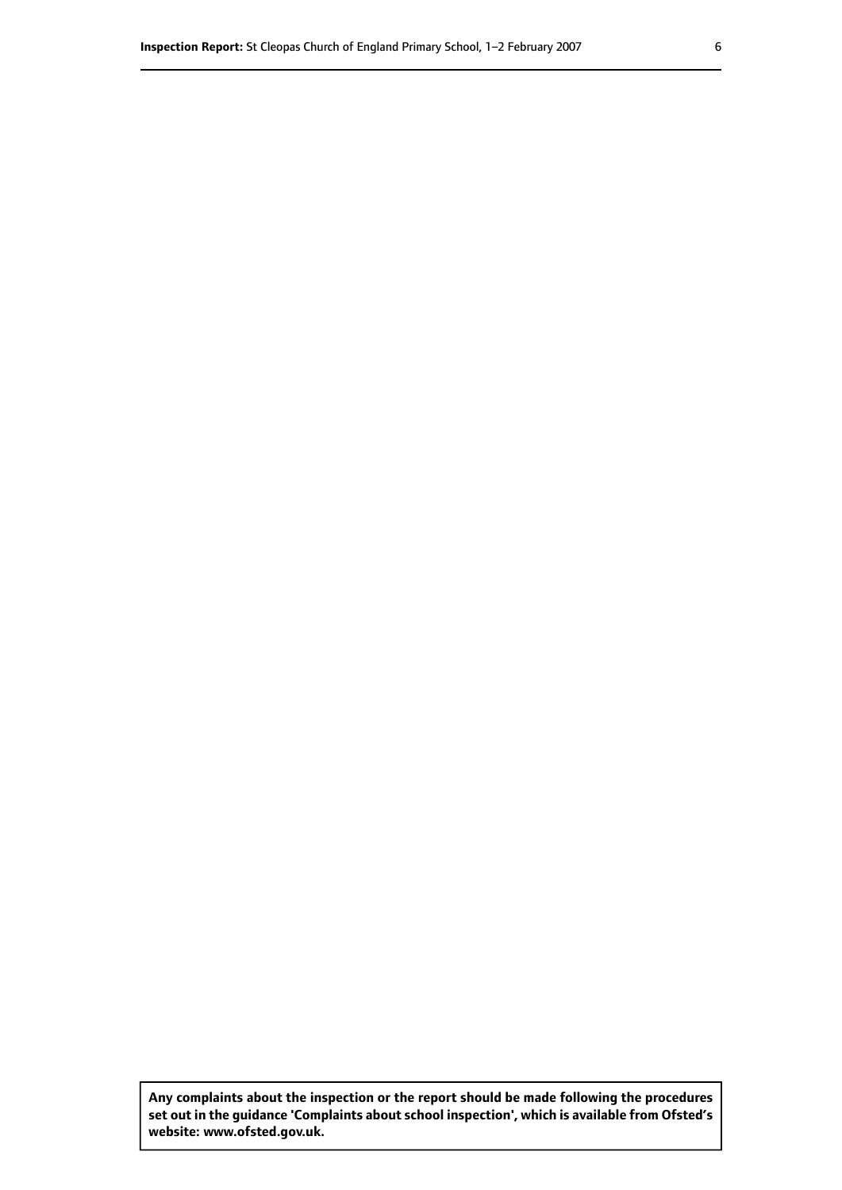**Any complaints about the inspection or the report should be made following the procedures set out in the guidance 'Complaints about school inspection', which is available from Ofsted's website: www.ofsted.gov.uk.**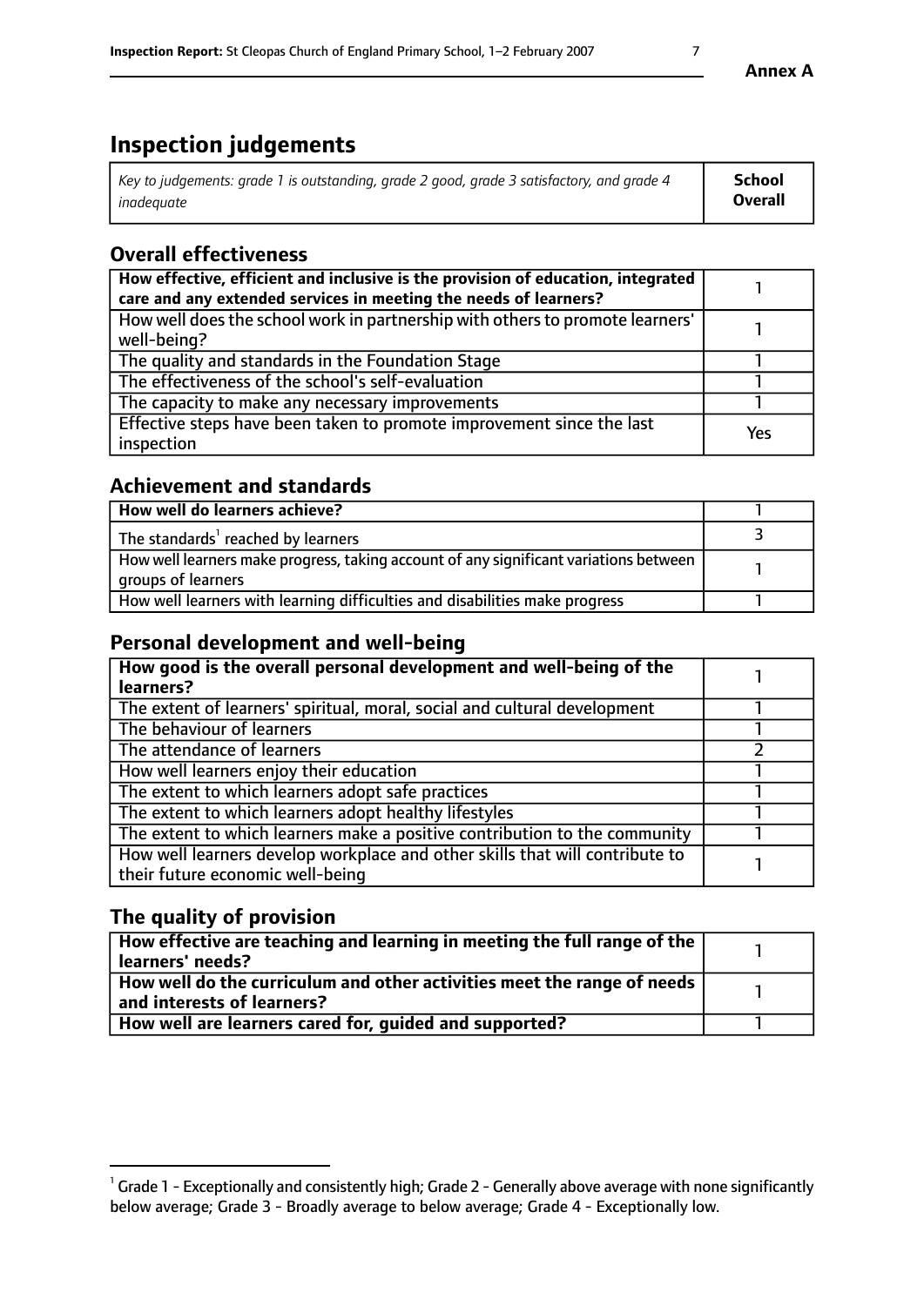**Annex A**

# Inspection judgements

| *Key to judgements: grade 1 is outstanding, grade 2 good, grade 3 satisfactory, and grade 4 inadequate* | **School Overall** |
|---|---|

## Overall effectiveness

| | |
|---|---|
| **How effective, efficient and inclusive is the provision of education, integrated care and any extended services in meeting the needs of learners?** | 1 |
| How well does the school work in partnership with others to promote learners' well-being? | 1 |
| The quality and standards in the Foundation Stage | 1 |
| The effectiveness of the school's self-evaluation | 1 |
| The capacity to make any necessary improvements | 1 |
| Effective steps have been taken to promote improvement since the last inspection | Yes |

## Achievement and standards

| | |
|---|---|
| **How well do learners achieve?** | 1 |
| The standards[1] reached by learners | 3 |
| How well learners make progress, taking account of any significant variations between groups of learners | 1 |
| How well learners with learning difficulties and disabilities make progress | 1 |

## Personal development and well-being

| | |
|---|---|
| **How good is the overall personal development and well-being of the learners?** | 1 |
| The extent of learners' spiritual, moral, social and cultural development | 1 |
| The behaviour of learners | 1 |
| The attendance of learners | 2 |
| How well learners enjoy their education | 1 |
| The extent to which learners adopt safe practices | 1 |
| The extent to which learners adopt healthy lifestyles | 1 |
| The extent to which learners make a positive contribution to the community | 1 |
| How well learners develop workplace and other skills that will contribute to their future economic well-being | 1 |

## The quality of provision

| | |
|---|---|
| **How effective are teaching and learning in meeting the full range of the learners' needs?** | 1 |
| **How well do the curriculum and other activities meet the range of needs and interests of learners?** | 1 |
| **How well are learners cared for, guided and supported?** | 1 |

[1] Grade 1 - Exceptionally and consistently high; Grade 2 - Generally above average with none significantly below average; Grade 3 - Broadly average to below average; Grade 4 - Exceptionally low.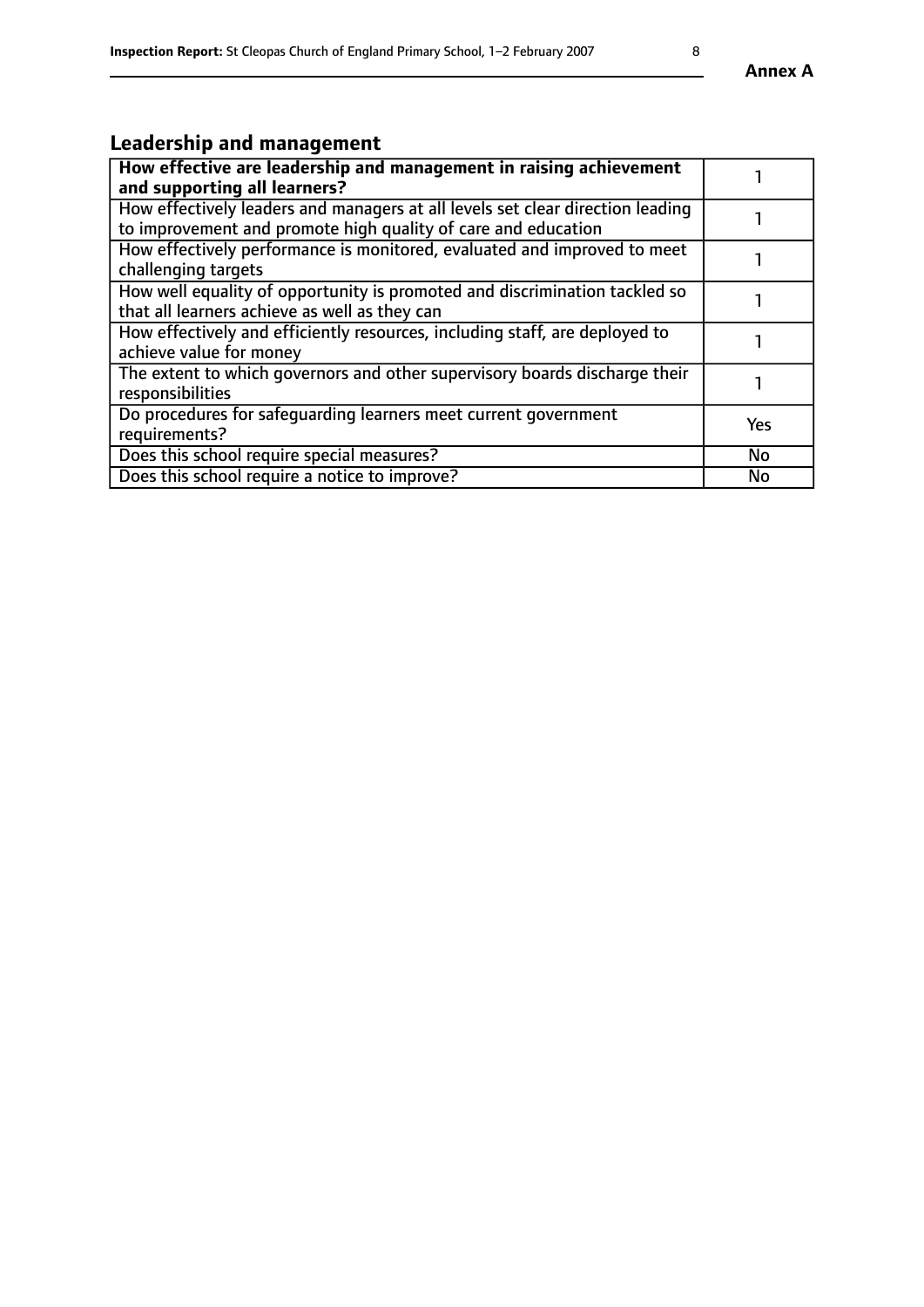## Leadership and management

| **How effective are leadership and management in raising achievement and supporting all learners?** | 1 |
|---|---|
| How effectively leaders and managers at all levels set clear direction leading to improvement and promote high quality of care and education | 1 |
| How effectively performance is monitored, evaluated and improved to meet challenging targets | 1 |
| How well equality of opportunity is promoted and discrimination tackled so that all learners achieve as well as they can | 1 |
| How effectively and efficiently resources, including staff, are deployed to achieve value for money | 1 |
| The extent to which governors and other supervisory boards discharge their responsibilities | 1 |
| Do procedures for safeguarding learners meet current government requirements? | Yes |
| Does this school require special measures? | No |
| Does this school require a notice to improve? | No |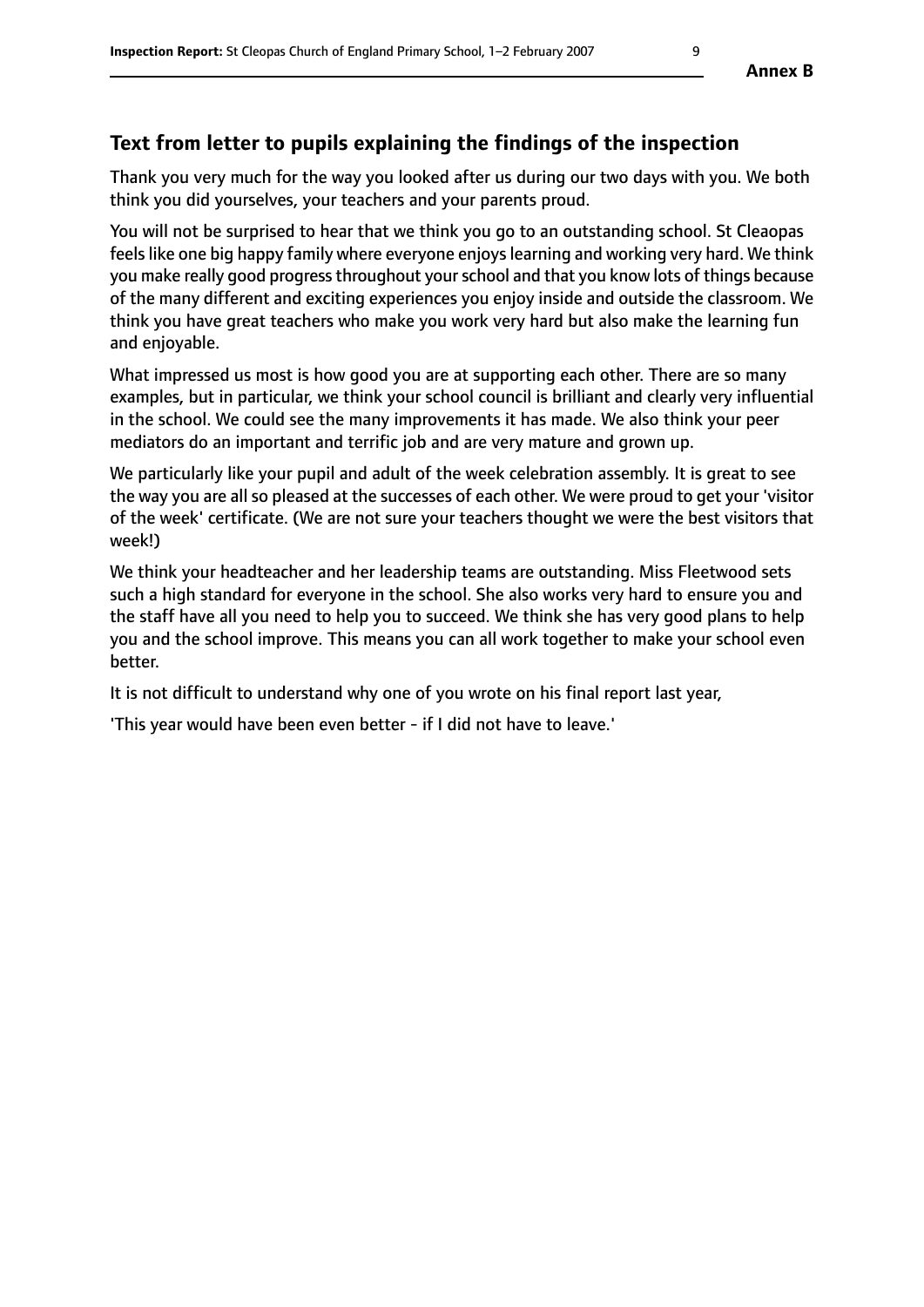## Text from letter to pupils explaining the findings of the inspection

Thank you very much for the way you looked after us during our two days with you. We both think you did yourselves, your teachers and your parents proud.

You will not be surprised to hear that we think you go to an outstanding school. St Cleaopas feels like one big happy family where everyone enjoys learning and working very hard. We think you make really good progress throughout your school and that you know lots of things because of the many different and exciting experiences you enjoy inside and outside the classroom. We think you have great teachers who make you work very hard but also make the learning fun and enjoyable.

What impressed us most is how good you are at supporting each other. There are so many examples, but in particular, we think your school council is brilliant and clearly very influential in the school. We could see the many improvements it has made. We also think your peer mediators do an important and terrific job and are very mature and grown up.

We particularly like your pupil and adult of the week celebration assembly. It is great to see the way you are all so pleased at the successes of each other. We were proud to get your 'visitor of the week' certificate. (We are not sure your teachers thought we were the best visitors that week!)

We think your headteacher and her leadership teams are outstanding. Miss Fleetwood sets such a high standard for everyone in the school. She also works very hard to ensure you and the staff have all you need to help you to succeed. We think she has very good plans to help you and the school improve. This means you can all work together to make your school even better.

It is not difficult to understand why one of you wrote on his final report last year,

'This year would have been even better - if I did not have to leave.'